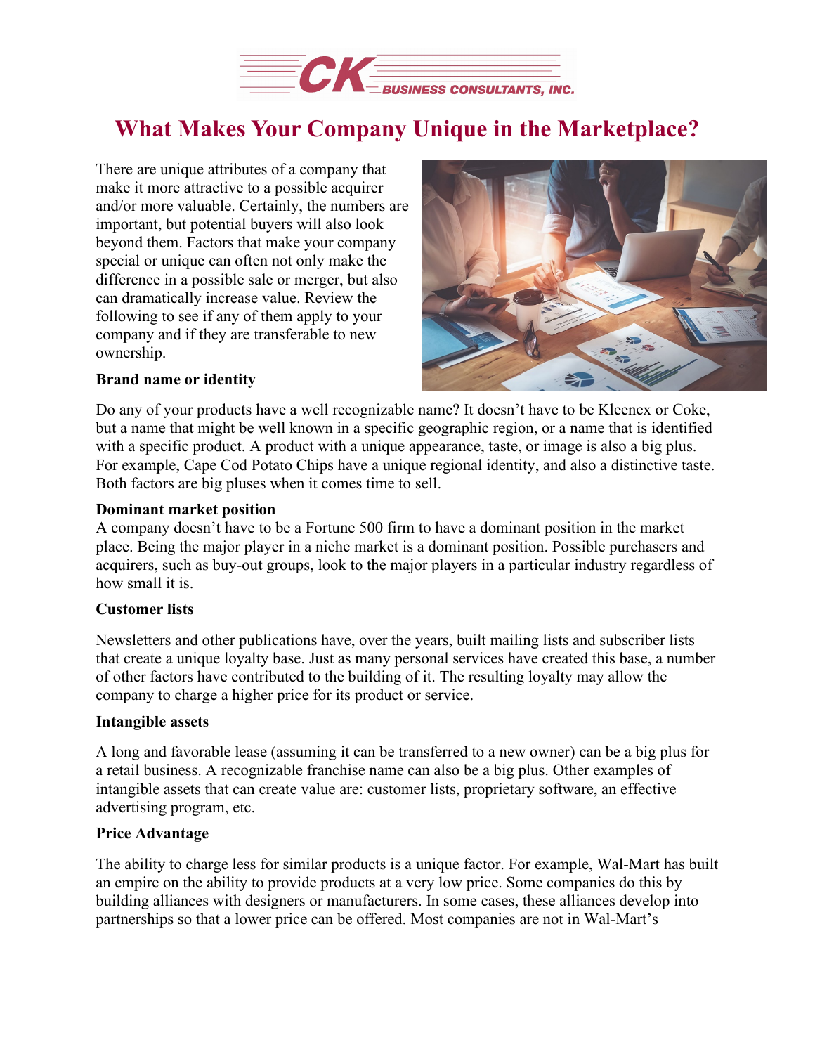CK BUSINESS CONSULTANTS, INC.

# What Makes Your Company Unique in the Marketplace?

There are unique attributes of a company that make it more attractive to a possible acquirer and/or more valuable. Certainly, the numbers are important, but potential buyers will also look beyond them. Factors that make your company special or unique can often not only make the difference in a possible sale or merger, but also can dramatically increase value. Review the following to see if any of them apply to your company and if they are transferable to new ownership.

**Brand name or identity**

Do any of your products have a well recognizable name? It doesn't have to be Kleenex or Coke, but a name that might be well known in a specific geographic region, or a name that is identified with a specific product. A product with a unique appearance, taste, or image is also a big plus. For example, Cape Cod Potato Chips have a unique regional identity, and also a distinctive taste. Both factors are big pluses when it comes time to sell.

**Dominant market position**

A company doesn't have to be a Fortune 500 firm to have a dominant position in the market place. Being the major player in a niche market is a dominant position. Possible purchasers and acquirers, such as buy-out groups, look to the major players in a particular industry regardless of how small it is.

**Customer lists**

Newsletters and other publications have, over the years, built mailing lists and subscriber lists that create a unique loyalty base. Just as many personal services have created this base, a number of other factors have contributed to the building of it. The resulting loyalty may allow the company to charge a higher price for its product or service.

**Intangible assets**

A long and favorable lease (assuming it can be transferred to a new owner) can be a big plus for a retail business. A recognizable franchise name can also be a big plus. Other examples of intangible assets that can create value are: customer lists, proprietary software, an effective advertising program, etc.

**Price Advantage**

The ability to charge less for similar products is a unique factor. For example, Wal-Mart has built an empire on the ability to provide products at a very low price. Some companies do this by building alliances with designers or manufacturers. In some cases, these alliances develop into partnerships so that a lower price can be offered. Most companies are not in Wal-Mart's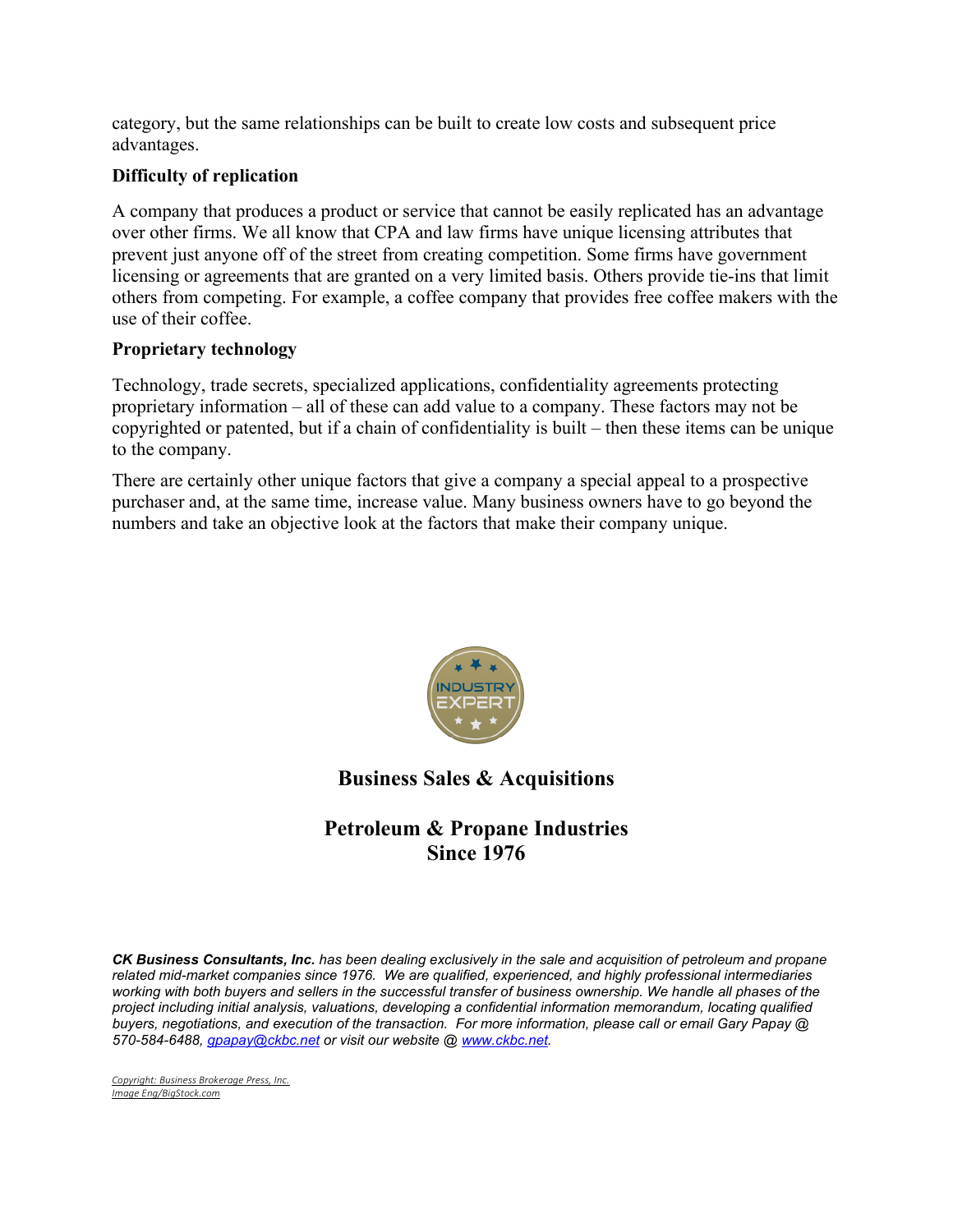category, but the same relationships can be built to create low costs and subsequent price advantages.

**Difficulty of replication**

A company that produces a product or service that cannot be easily replicated has an advantage over other firms. We all know that CPA and law firms have unique licensing attributes that prevent just anyone off of the street from creating competition. Some firms have government licensing or agreements that are granted on a very limited basis. Others provide tie-ins that limit others from competing. For example, a coffee company that provides free coffee makers with the use of their coffee.

**Proprietary technology**

Technology, trade secrets, specialized applications, confidentiality agreements protecting proprietary information – all of these can add value to a company. These factors may not be copyrighted or patented, but if a chain of confidentiality is built – then these items can be unique to the company.

There are certainly other unique factors that give a company a special appeal to a prospective purchaser and, at the same time, increase value. Many business owners have to go beyond the numbers and take an objective look at the factors that make their company unique.

INDUSTRY EXPERT

**Business Sales & Acquisitions**

**Petroleum & Propane Industries**
**Since 1976**

***CK Business Consultants, Inc.*** *has been dealing exclusively in the sale and acquisition of petroleum and propane related mid-market companies since 1976. We are qualified, experienced, and highly professional intermediaries working with both buyers and sellers in the successful transfer of business ownership. We handle all phases of the project including initial analysis, valuations, developing a confidential information memorandum, locating qualified buyers, negotiations, and execution of the transaction. For more information, please call or email Gary Papay @ 570-584-6488, gpapay@ckbc.net or visit our website @ www.ckbc.net.*

*Copyright: Business Brokerage Press, Inc.*
*Image Eng/BigStock.com*